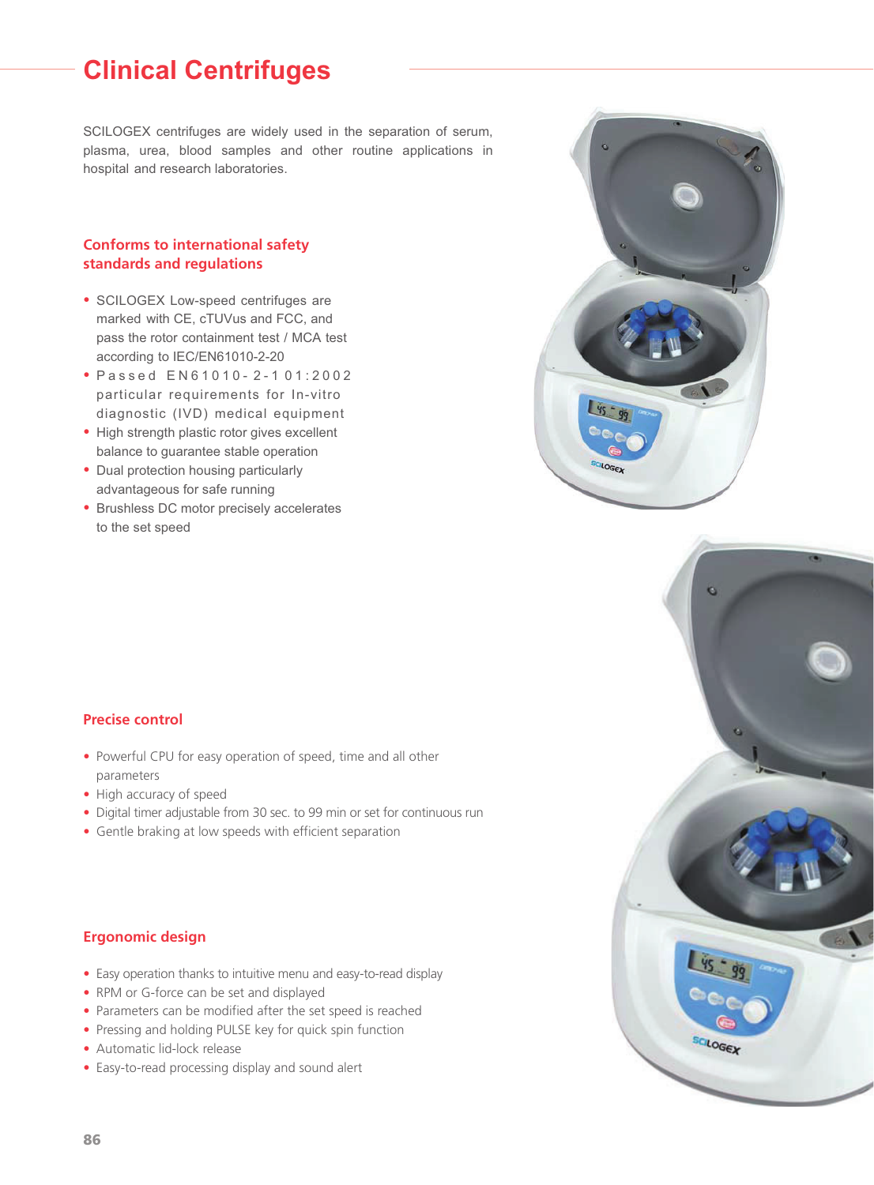# Clinical Centrifuges

SCILOGEX centrifuges are widely used in the separation of serum, plasma, urea, blood samples and other routine applications in hospital and research laboratories.

## Conforms to international safety standards and regulations

- SCILOGEX Low-speed centrifuges are marked with CE, cTUVus and FCC, and pass the rotor containment test / MCA test according to IEC/EN61010-2-20
- Passed EN61010-2-101:2002 particular requirements for In-vitro diagnostic (IVD) medical equipment
- High strength plastic rotor gives excellent balance to guarantee stable operation
- Dual protection housing particularly advantageous for safe running
- Brushless DC motor precisely accelerates to the set speed

## Precise control

- Powerful CPU for easy operation of speed, time and all other parameters
- High accuracy of speed
- Digital timer adjustable from 30 sec. to 99 min or set for continuous run
- Gentle braking at low speeds with efficient separation

## Ergonomic design

- Easy operation thanks to intuitive menu and easy-to-read display
- RPM or G-force can be set and displayed
- Parameters can be modified after the set speed is reached
- Pressing and holding PULSE key for quick spin function
- Automatic lid-lock release
- Easy-to-read processing display and sound alert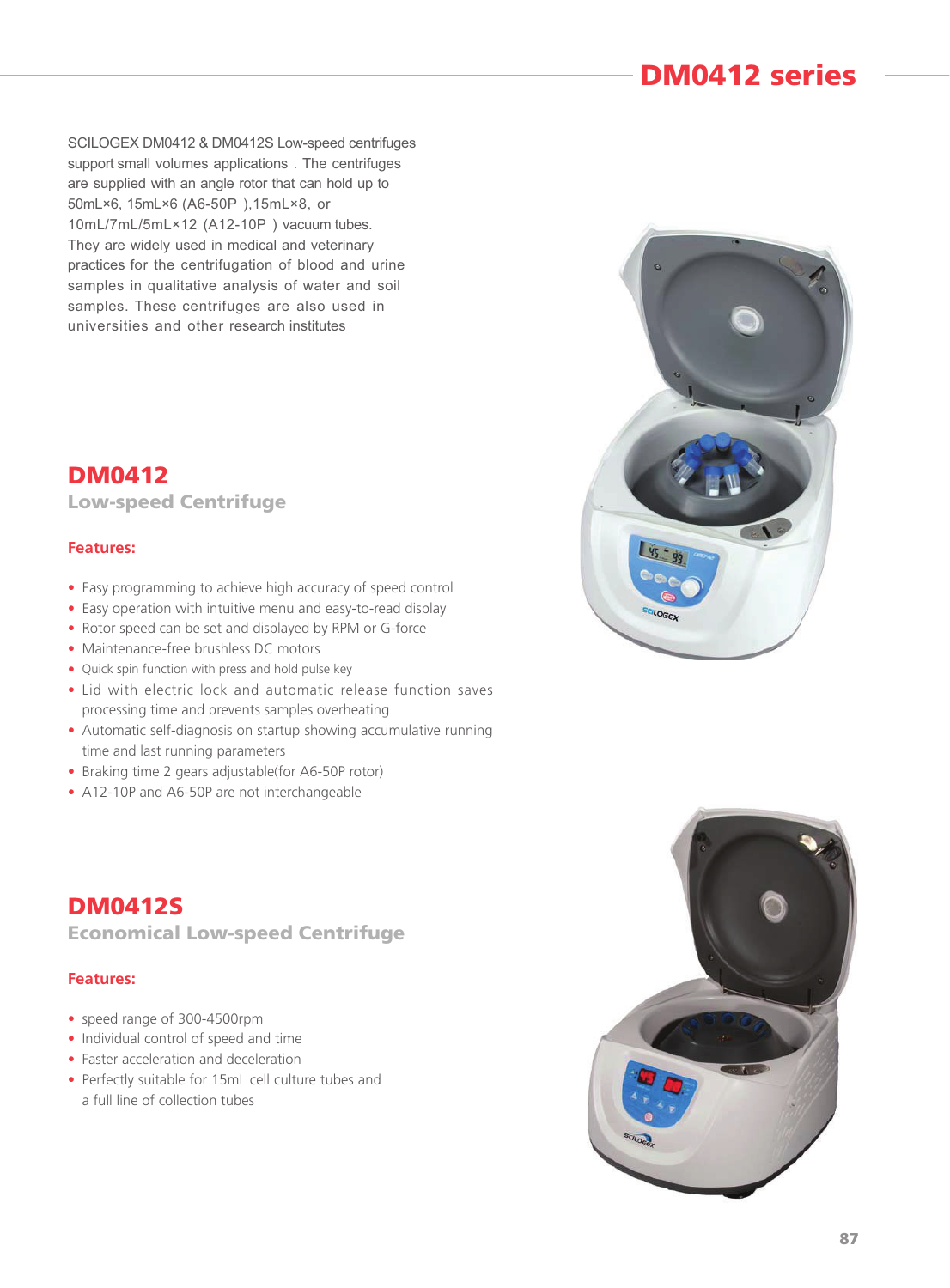# DM0412 series

SCILOGEX DM0412 & DM0412S Low-speed centrifuges support small volumes applications . The centrifuges are supplied with an angle rotor that can hold up to 50mL×6, 15mL×6 (A6-50P ),15mL×8, or 10mL/7mL/5mL×12 (A12-10P ) vacuum tubes. They are widely used in medical and veterinary practices for the centrifugation of blood and urine samples in qualitative analysis of water and soil samples. These centrifuges are also used in universities and other research institutes

## DM0412

### Low-speed Centrifuge

**Features:**

- Easy programming to achieve high accuracy of speed control
- Easy operation with intuitive menu and easy-to-read display
- Rotor speed can be set and displayed by RPM or G-force
- Maintenance-free brushless DC motors
- Quick spin function with press and hold pulse key
- Lid with electric lock and automatic release function saves processing time and prevents samples overheating
- Automatic self-diagnosis on startup showing accumulative running time and last running parameters
- Braking time 2 gears adjustable(for A6-50P rotor)
- A12-10P and A6-50P are not interchangeable

## DM0412S

### Economical Low-speed Centrifuge

**Features:**

- speed range of 300-4500rpm
- Individual control of speed and time
- Faster acceleration and deceleration
- Perfectly suitable for 15mL cell culture tubes and a full line of collection tubes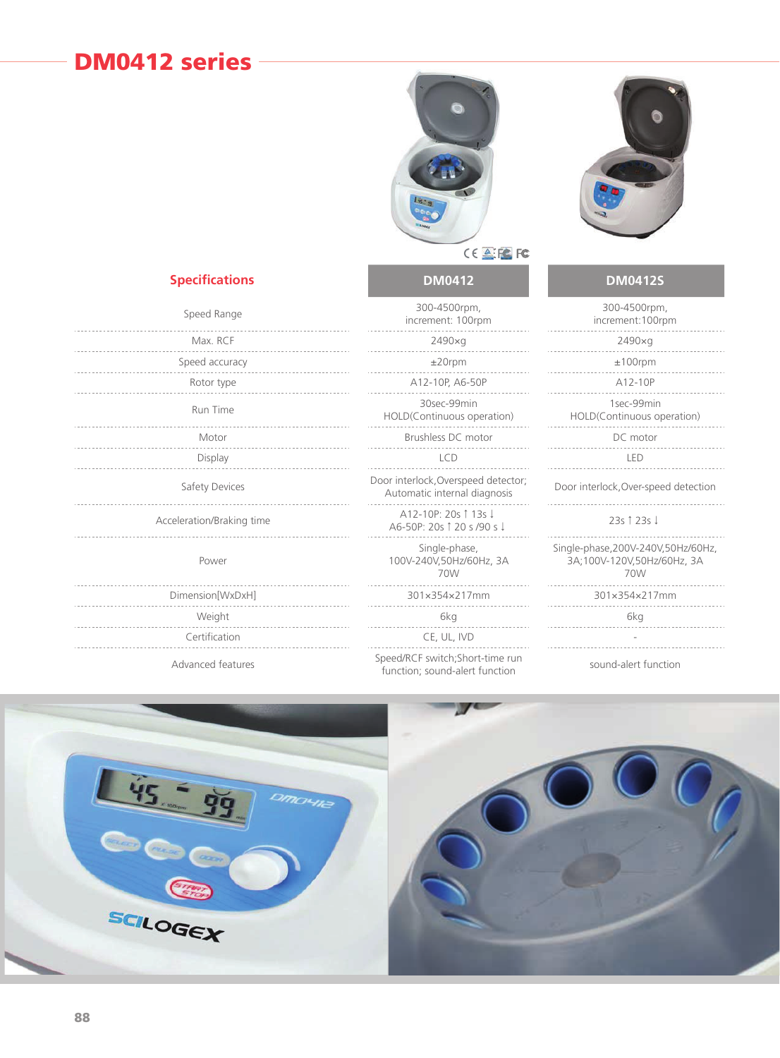# DM0412 series

## Specifications

| Specifications | DM0412 | DM0412S |
| --- | --- | --- |
| Speed Range | 300-4500rpm, increment: 100rpm | 300-4500rpm, increment:100rpm |
| Max. RCF | 2490×g | 2490×g |
| Speed accuracy | ±20rpm | ±100rpm |
| Rotor type | A12-10P, A6-50P | A12-10P |
| Run Time | 30sec-99min HOLD(Continuous operation) | 1sec-99min HOLD(Continuous operation) |
| Motor | Brushless DC motor | DC motor |
| Display | LCD | LED |
| Safety Devices | Door interlock,Overspeed detector; Automatic internal diagnosis | Door interlock,Over-speed detection |
| Acceleration/Braking time | A12-10P: 20s ↑ 13s ↓ A6-50P: 20s ↑ 20 s /90 s ↓ | 23s ↑ 23s ↓ |
| Power | Single-phase, 100V-240V,50Hz/60Hz, 3A 70W | Single-phase,200V-240V,50Hz/60Hz, 3A;100V-120V,50Hz/60Hz, 3A 70W |
| Dimension[WxDxH] | 301×354×217mm | 301×354×217mm |
| Weight | 6kg | 6kg |
| Certification | CE, UL, IVD | - |
| Advanced features | Speed/RCF switch;Short-time run function; sound-alert function | sound-alert function |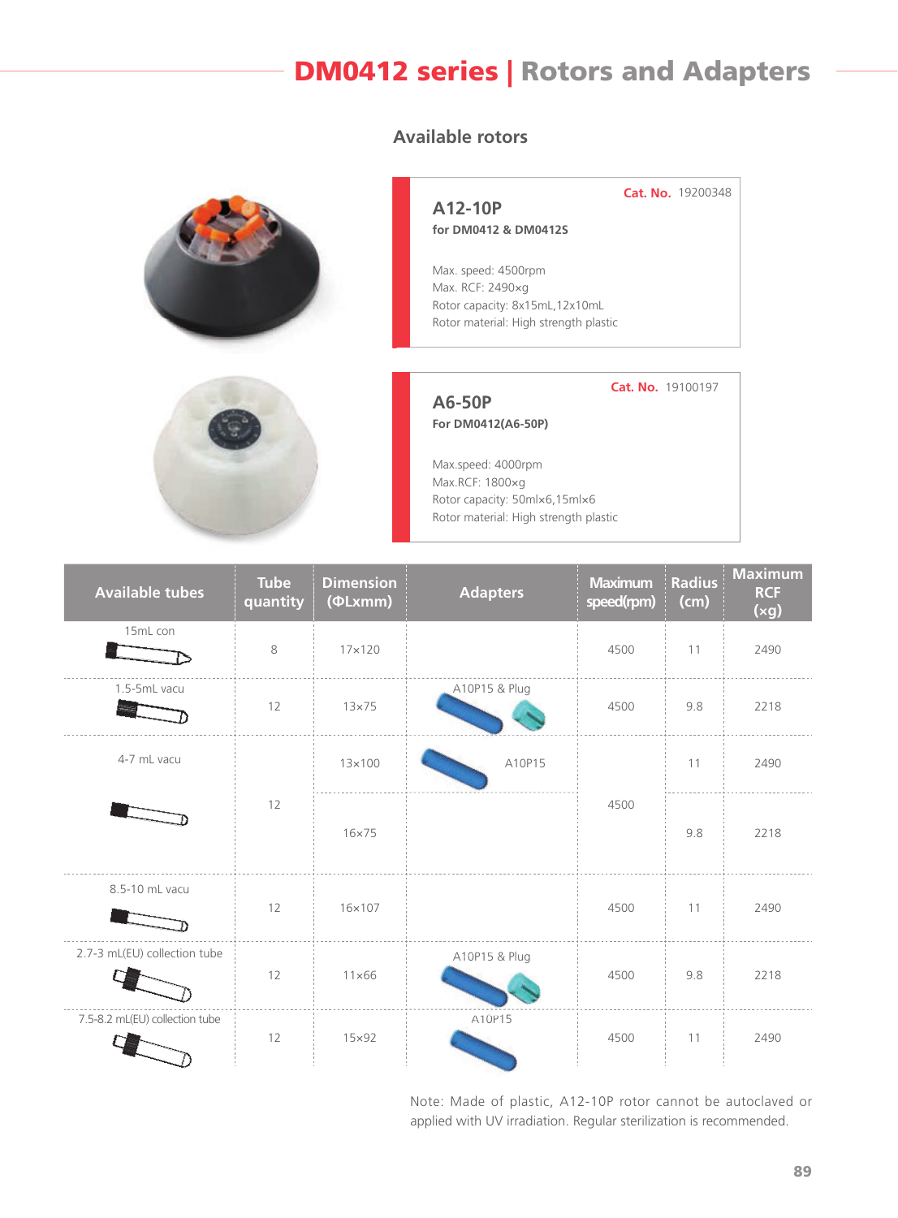# DM0412 series | Rotors and Adapters

## Available rotors

**Cat. No.** 19200348

### A12-10P

**for DM0412 & DM0412S**

Max. speed: 4500rpm
Max. RCF: 2490×g
Rotor capacity: 8x15mL,12x10mL
Rotor material: High strength plastic

**Cat. No.** 19100197

### A6-50P

**For DM0412(A6-50P)**

Max.speed: 4000rpm
Max.RCF: 1800×g
Rotor capacity: 50ml×6,15ml×6
Rotor material: High strength plastic

| Available tubes | Tube quantity | Dimension (ΦLxmm) | Adapters | Maximum speed(rpm) | Radius (cm) | Maximum RCF (×g) |
|---|---|---|---|---|---|---|
| 15mL con | 8 | 17×120 | | 4500 | 11 | 2490 |
| 1.5-5mL vacu | 12 | 13×75 | A10P15 & Plug | 4500 | 9.8 | 2218 |
| 4-7 mL vacu | 12 | 13×100 | A10P15 | 4500 | 11 | 2490 |
| | | 16×75 | | | 9.8 | 2218 |
| 8.5-10 mL vacu | 12 | 16×107 | | 4500 | 11 | 2490 |
| 2.7-3 mL(EU) collection tube | 12 | 11×66 | A10P15 & Plug | 4500 | 9.8 | 2218 |
| 7.5-8.2 mL(EU) collection tube | 12 | 15×92 | A10P15 | 4500 | 11 | 2490 |

Note: Made of plastic, A12-10P rotor cannot be autoclaved or applied with UV irradiation. Regular sterilization is recommended.